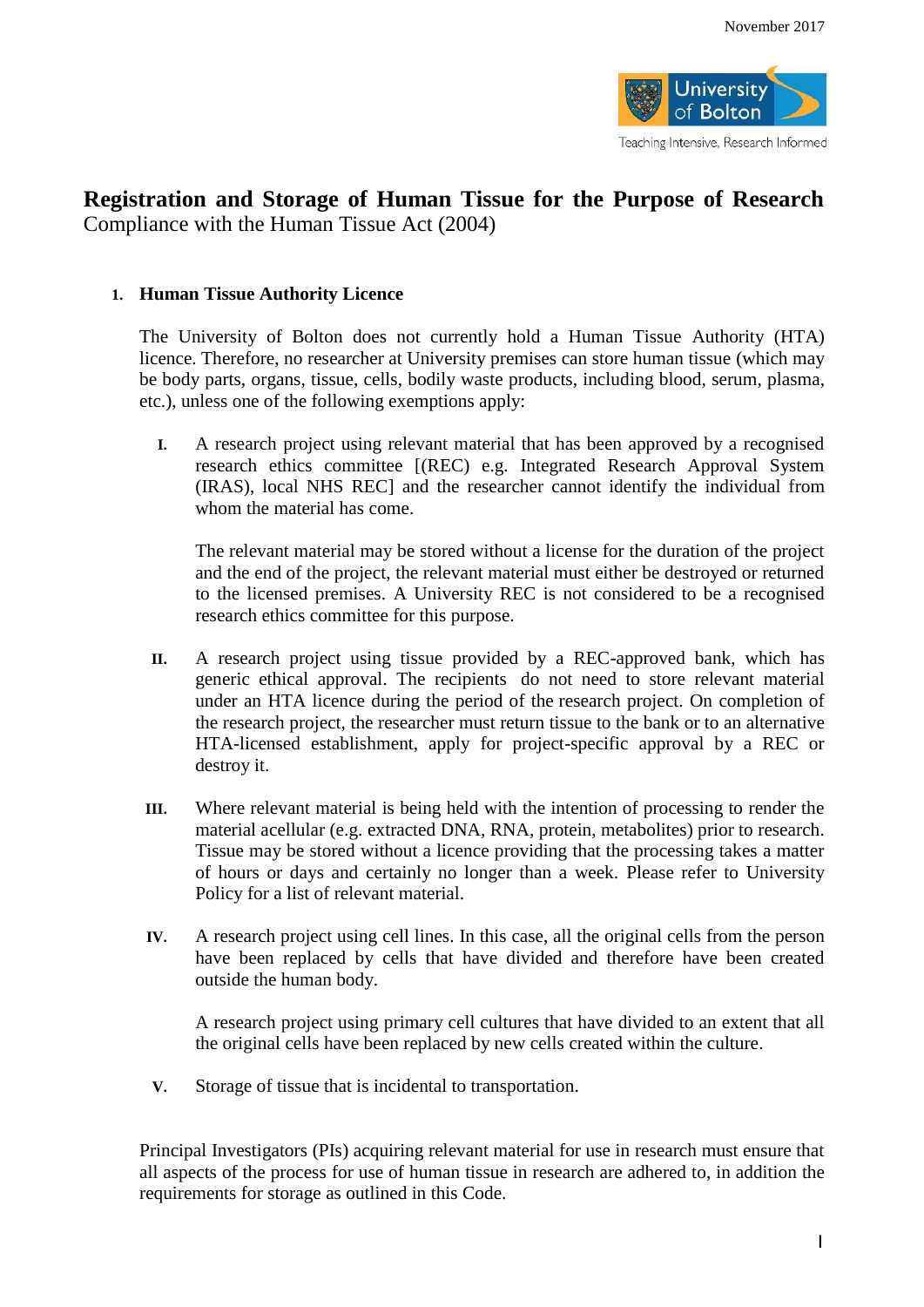November 2017

University of Bolton

Teaching Intensive, Research Informed

# Registration and Storage of Human Tissue for the Purpose of Research

Compliance with the Human Tissue Act (2004)

## 1. Human Tissue Authority Licence

The University of Bolton does not currently hold a Human Tissue Authority (HTA) licence. Therefore, no researcher at University premises can store human tissue (which may be body parts, organs, tissue, cells, bodily waste products, including blood, serum, plasma, etc.), unless one of the following exemptions apply:

**I.** A research project using relevant material that has been approved by a recognised research ethics committee [(REC) e.g. Integrated Research Approval System (IRAS), local NHS REC] and the researcher cannot identify the individual from whom the material has come.

The relevant material may be stored without a license for the duration of the project and the end of the project, the relevant material must either be destroyed or returned to the licensed premises. A University REC is not considered to be a recognised research ethics committee for this purpose.

**II.** A research project using tissue provided by a REC-approved bank, which has generic ethical approval. The recipients do not need to store relevant material under an HTA licence during the period of the research project. On completion of the research project, the researcher must return tissue to the bank or to an alternative HTA-licensed establishment, apply for project-specific approval by a REC or destroy it.

**III.** Where relevant material is being held with the intention of processing to render the material acellular (e.g. extracted DNA, RNA, protein, metabolites) prior to research. Tissue may be stored without a licence providing that the processing takes a matter of hours or days and certainly no longer than a week. Please refer to University Policy for a list of relevant material.

**IV.** A research project using cell lines. In this case, all the original cells from the person have been replaced by cells that have divided and therefore have been created outside the human body.

A research project using primary cell cultures that have divided to an extent that all the original cells have been replaced by new cells created within the culture.

**V.** Storage of tissue that is incidental to transportation.

Principal Investigators (PIs) acquiring relevant material for use in research must ensure that all aspects of the process for use of human tissue in research are adhered to, in addition the requirements for storage as outlined in this Code.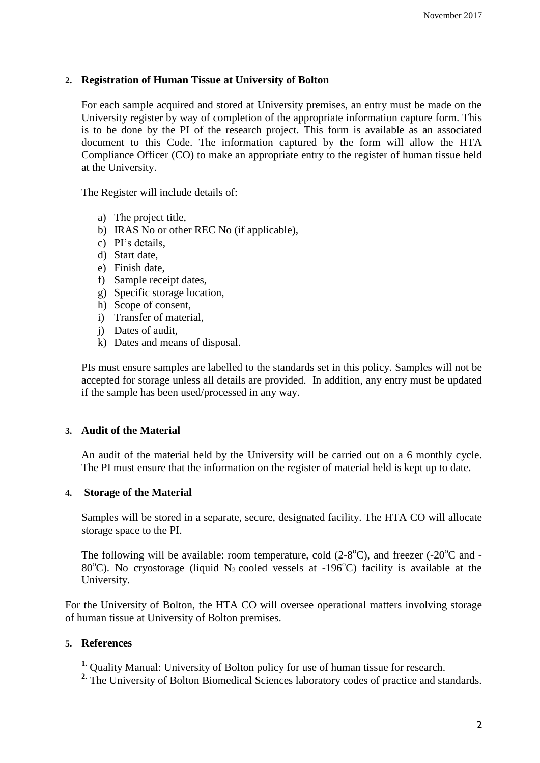## 2. Registration of Human Tissue at University of Bolton

For each sample acquired and stored at University premises, an entry must be made on the University register by way of completion of the appropriate information capture form. This is to be done by the PI of the research project. This form is available as an associated document to this Code. The information captured by the form will allow the HTA Compliance Officer (CO) to make an appropriate entry to the register of human tissue held at the University.

The Register will include details of:

a) The project title,
b) IRAS No or other REC No (if applicable),
c) PI's details,
d) Start date,
e) Finish date,
f) Sample receipt dates,
g) Specific storage location,
h) Scope of consent,
i) Transfer of material,
j) Dates of audit,
k) Dates and means of disposal.

PIs must ensure samples are labelled to the standards set in this policy. Samples will not be accepted for storage unless all details are provided. In addition, any entry must be updated if the sample has been used/processed in any way.

## 3. Audit of the Material

An audit of the material held by the University will be carried out on a 6 monthly cycle. The PI must ensure that the information on the register of material held is kept up to date.

## 4. Storage of the Material

Samples will be stored in a separate, secure, designated facility. The HTA CO will allocate storage space to the PI.

The following will be available: room temperature, cold (2-8$^{o}$C), and freezer (-20$^{o}$C and -80$^{o}$C). No cryostorage (liquid $N_2$ cooled vessels at -196$^{o}$C) facility is available at the University.

For the University of Bolton, the HTA CO will oversee operational matters involving storage of human tissue at University of Bolton premises.

## 5. References

[1] Quality Manual: University of Bolton policy for use of human tissue for research.
[2] The University of Bolton Biomedical Sciences laboratory codes of practice and standards.